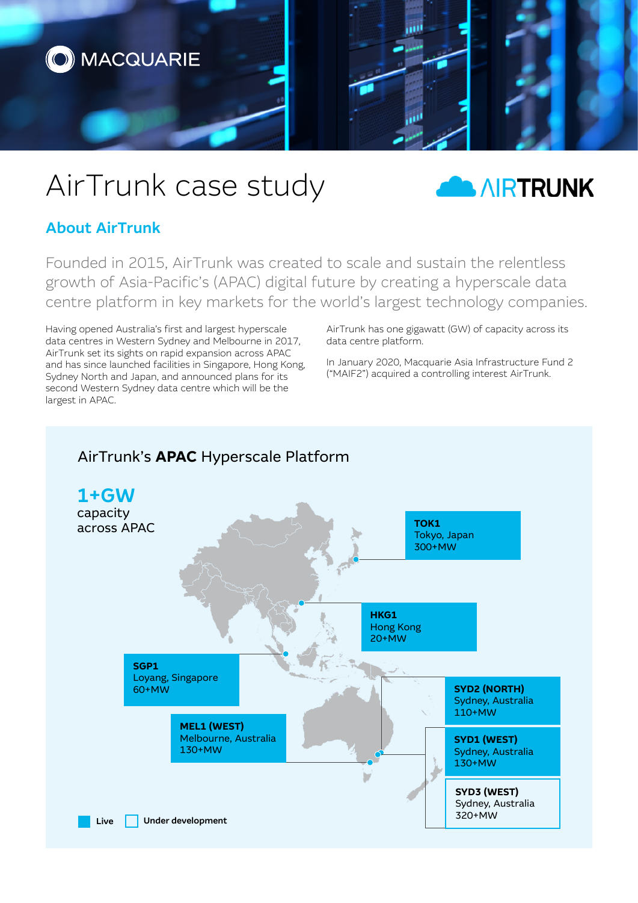# AirTrunk case study

## About AirTrunk

Founded in 2015, AirTrunk was created to scale and sustain the relentless growth of Asia-Pacific's (APAC) digital future by creating a hyperscale data centre platform in key markets for the world's largest technology companies.

Having opened Australia's first and largest hyperscale data centres in Western Sydney and Melbourne in 2017, AirTrunk set its sights on rapid expansion across APAC and has since launched facilities in Singapore, Hong Kong, Sydney North and Japan, and announced plans for its second Western Sydney data centre which will be the largest in APAC.

AirTrunk has one gigawatt (GW) of capacity across its data centre platform.

In January 2020, Macquarie Asia Infrastructure Fund 2 ("MAIF2") acquired a controlling interest AirTrunk.

### AirTrunk's **APAC** Hyperscale Platform

**1+GW**
capacity across APAC

**TOK1**
Tokyo, Japan
300+MW

**HKG1**
Hong Kong
20+MW

**SGP1**
Loyang, Singapore
60+MW

**SYD2 (NORTH)**
Sydney, Australia
110+MW

**MEL1 (WEST)**
Melbourne, Australia
130+MW

**SYD1 (WEST)**
Sydney, Australia
130+MW

**SYD3 (WEST)**
Sydney, Australia
320+MW

Live | Under development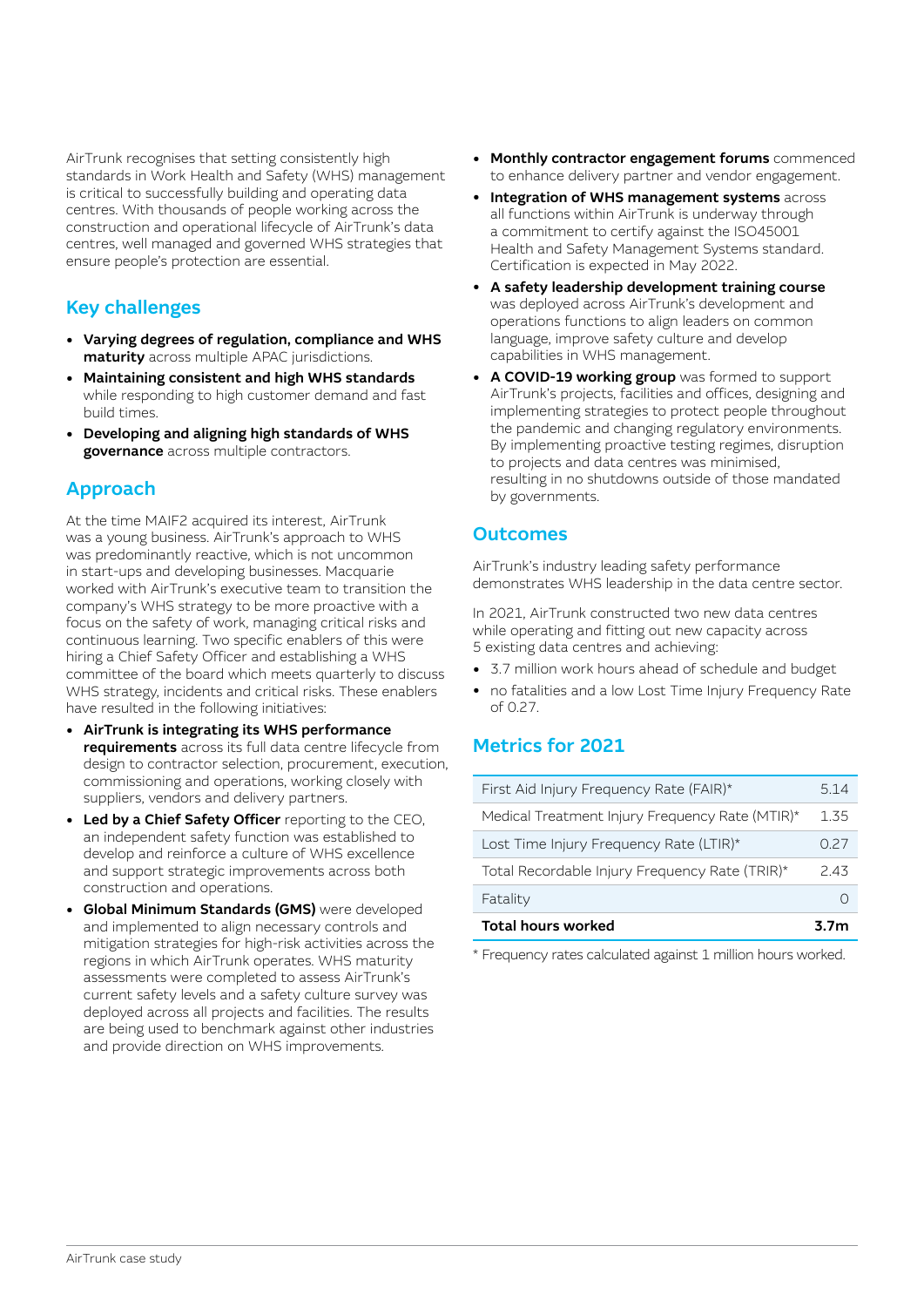AirTrunk recognises that setting consistently high standards in Work Health and Safety (WHS) management is critical to successfully building and operating data centres. With thousands of people working across the construction and operational lifecycle of AirTrunk's data centres, well managed and governed WHS strategies that ensure people's protection are essential.

## Key challenges

- **Varying degrees of regulation, compliance and WHS maturity** across multiple APAC jurisdictions.
- **Maintaining consistent and high WHS standards** while responding to high customer demand and fast build times.
- **Developing and aligning high standards of WHS governance** across multiple contractors.

## Approach

At the time MAIF2 acquired its interest, AirTrunk was a young business. AirTrunk's approach to WHS was predominantly reactive, which is not uncommon in start-ups and developing businesses. Macquarie worked with AirTrunk's executive team to transition the company's WHS strategy to be more proactive with a focus on the safety of work, managing critical risks and continuous learning. Two specific enablers of this were hiring a Chief Safety Officer and establishing a WHS committee of the board which meets quarterly to discuss WHS strategy, incidents and critical risks. These enablers have resulted in the following initiatives:

- **AirTrunk is integrating its WHS performance requirements** across its full data centre lifecycle from design to contractor selection, procurement, execution, commissioning and operations, working closely with suppliers, vendors and delivery partners.
- **Led by a Chief Safety Officer** reporting to the CEO, an independent safety function was established to develop and reinforce a culture of WHS excellence and support strategic improvements across both construction and operations.
- **Global Minimum Standards (GMS)** were developed and implemented to align necessary controls and mitigation strategies for high-risk activities across the regions in which AirTrunk operates. WHS maturity assessments were completed to assess AirTrunk's current safety levels and a safety culture survey was deployed across all projects and facilities. The results are being used to benchmark against other industries and provide direction on WHS improvements.
- **Monthly contractor engagement forums** commenced to enhance delivery partner and vendor engagement.
- **Integration of WHS management systems** across all functions within AirTrunk is underway through a commitment to certify against the ISO45001 Health and Safety Management Systems standard. Certification is expected in May 2022.
- **A safety leadership development training course** was deployed across AirTrunk's development and operations functions to align leaders on common language, improve safety culture and develop capabilities in WHS management.
- **A COVID-19 working group** was formed to support AirTrunk's projects, facilities and offices, designing and implementing strategies to protect people throughout the pandemic and changing regulatory environments. By implementing proactive testing regimes, disruption to projects and data centres was minimised, resulting in no shutdowns outside of those mandated by governments.

## Outcomes

AirTrunk's industry leading safety performance demonstrates WHS leadership in the data centre sector.

In 2021, AirTrunk constructed two new data centres while operating and fitting out new capacity across 5 existing data centres and achieving:

- 3.7 million work hours ahead of schedule and budget
- no fatalities and a low Lost Time Injury Frequency Rate of 0.27.

## Metrics for 2021

| | |
|---|---|
| First Aid Injury Frequency Rate (FAIR)* | 5.14 |
| Medical Treatment Injury Frequency Rate (MTIR)* | 1.35 |
| Lost Time Injury Frequency Rate (LTIR)* | 0.27 |
| Total Recordable Injury Frequency Rate (TRIR)* | 2.43 |
| Fatality | 0 |
| **Total hours worked** | **3.7m** |

\* Frequency rates calculated against 1 million hours worked.